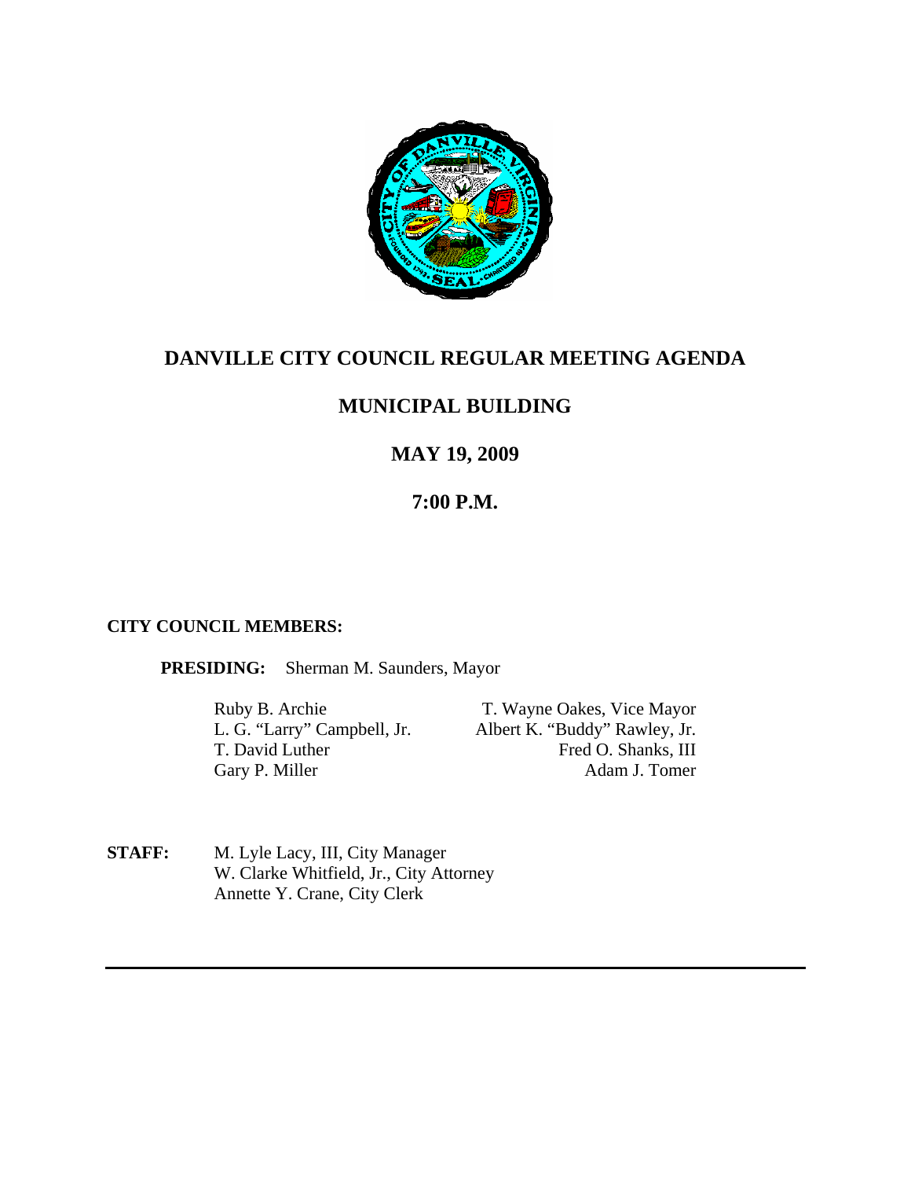# DANVILLE CITY COUNCIL REGULAR MEETING AGENDA

## MUNICIPAL BUILDING

## MAY 19, 2009

## 7:00 P.M.

**CITY COUNCIL MEMBERS:**

**PRESIDING:** Sherman M. Saunders, Mayor

Ruby B. Archie
L. G. "Larry" Campbell, Jr.
T. David Luther
Gary P. Miller

T. Wayne Oakes, Vice Mayor
Albert K. "Buddy" Rawley, Jr.
Fred O. Shanks, III
Adam J. Tomer

**STAFF:** M. Lyle Lacy, III, City Manager
W. Clarke Whitfield, Jr., City Attorney
Annette Y. Crane, City Clerk

---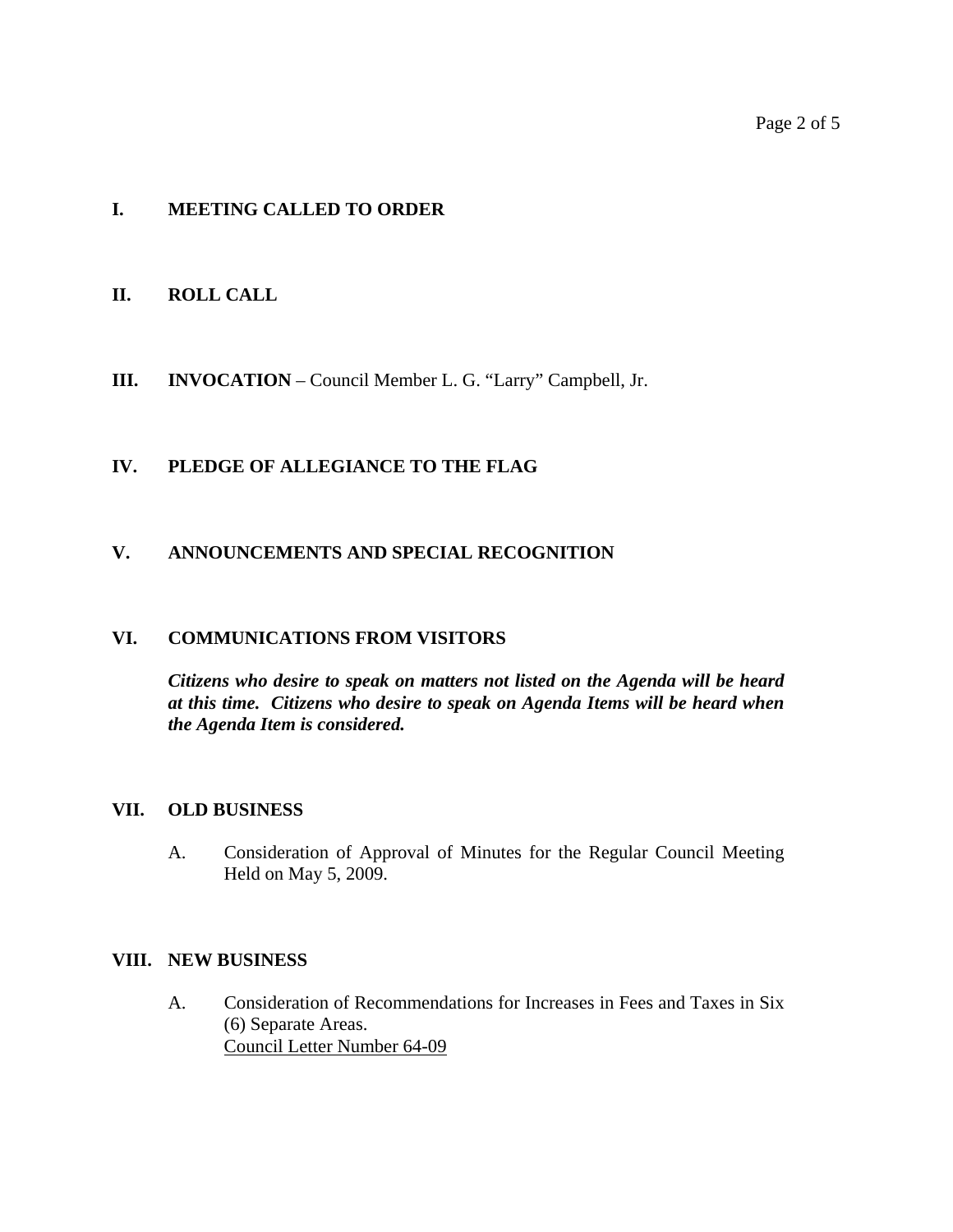## I. MEETING CALLED TO ORDER

## II. ROLL CALL

## III. INVOCATION – Council Member L. G. "Larry" Campbell, Jr.

## IV. PLEDGE OF ALLEGIANCE TO THE FLAG

## V. ANNOUNCEMENTS AND SPECIAL RECOGNITION

## VI. COMMUNICATIONS FROM VISITORS

***Citizens who desire to speak on matters not listed on the Agenda will be heard at this time. Citizens who desire to speak on Agenda Items will be heard when the Agenda Item is considered.***

## VII. OLD BUSINESS

A. Consideration of Approval of Minutes for the Regular Council Meeting Held on May 5, 2009.

## VIII. NEW BUSINESS

A. Consideration of Recommendations for Increases in Fees and Taxes in Six (6) Separate Areas.
Council Letter Number 64-09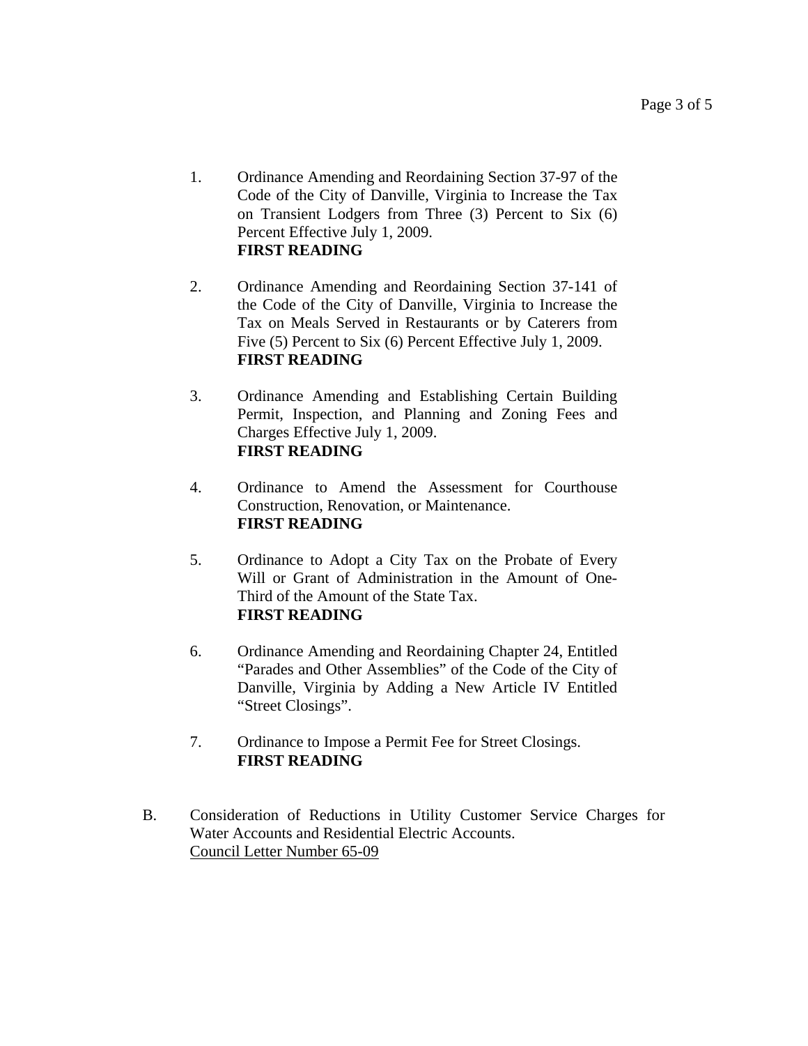1. Ordinance Amending and Reordaining Section 37-97 of the Code of the City of Danville, Virginia to Increase the Tax on Transient Lodgers from Three (3) Percent to Six (6) Percent Effective July 1, 2009.
   **FIRST READING**

2. Ordinance Amending and Reordaining Section 37-141 of the Code of the City of Danville, Virginia to Increase the Tax on Meals Served in Restaurants or by Caterers from Five (5) Percent to Six (6) Percent Effective July 1, 2009.
   **FIRST READING**

3. Ordinance Amending and Establishing Certain Building Permit, Inspection, and Planning and Zoning Fees and Charges Effective July 1, 2009.
   **FIRST READING**

4. Ordinance to Amend the Assessment for Courthouse Construction, Renovation, or Maintenance.
   **FIRST READING**

5. Ordinance to Adopt a City Tax on the Probate of Every Will or Grant of Administration in the Amount of One-Third of the Amount of the State Tax.
   **FIRST READING**

6. Ordinance Amending and Reordaining Chapter 24, Entitled "Parades and Other Assemblies" of the Code of the City of Danville, Virginia by Adding a New Article IV Entitled "Street Closings".

7. Ordinance to Impose a Permit Fee for Street Closings.
   **FIRST READING**

B. Consideration of Reductions in Utility Customer Service Charges for Water Accounts and Residential Electric Accounts.
   Council Letter Number 65-09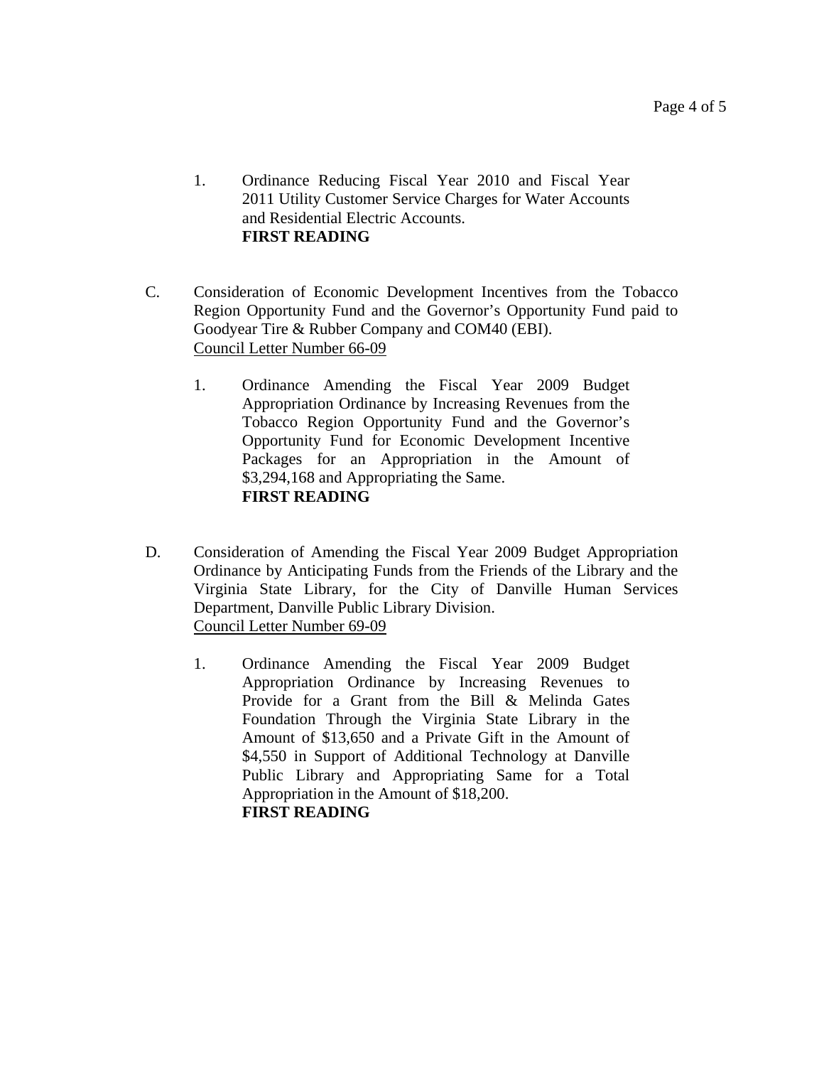1. Ordinance Reducing Fiscal Year 2010 and Fiscal Year 2011 Utility Customer Service Charges for Water Accounts and Residential Electric Accounts.
   **FIRST READING**

C. Consideration of Economic Development Incentives from the Tobacco Region Opportunity Fund and the Governor's Opportunity Fund paid to Goodyear Tire & Rubber Company and COM40 (EBI).
   Council Letter Number 66-09

   1. Ordinance Amending the Fiscal Year 2009 Budget Appropriation Ordinance by Increasing Revenues from the Tobacco Region Opportunity Fund and the Governor's Opportunity Fund for Economic Development Incentive Packages for an Appropriation in the Amount of $3,294,168 and Appropriating the Same.
      **FIRST READING**

D. Consideration of Amending the Fiscal Year 2009 Budget Appropriation Ordinance by Anticipating Funds from the Friends of the Library and the Virginia State Library, for the City of Danville Human Services Department, Danville Public Library Division.
   Council Letter Number 69-09

   1. Ordinance Amending the Fiscal Year 2009 Budget Appropriation Ordinance by Increasing Revenues to Provide for a Grant from the Bill & Melinda Gates Foundation Through the Virginia State Library in the Amount of $13,650 and a Private Gift in the Amount of $4,550 in Support of Additional Technology at Danville Public Library and Appropriating Same for a Total Appropriation in the Amount of $18,200.
      **FIRST READING**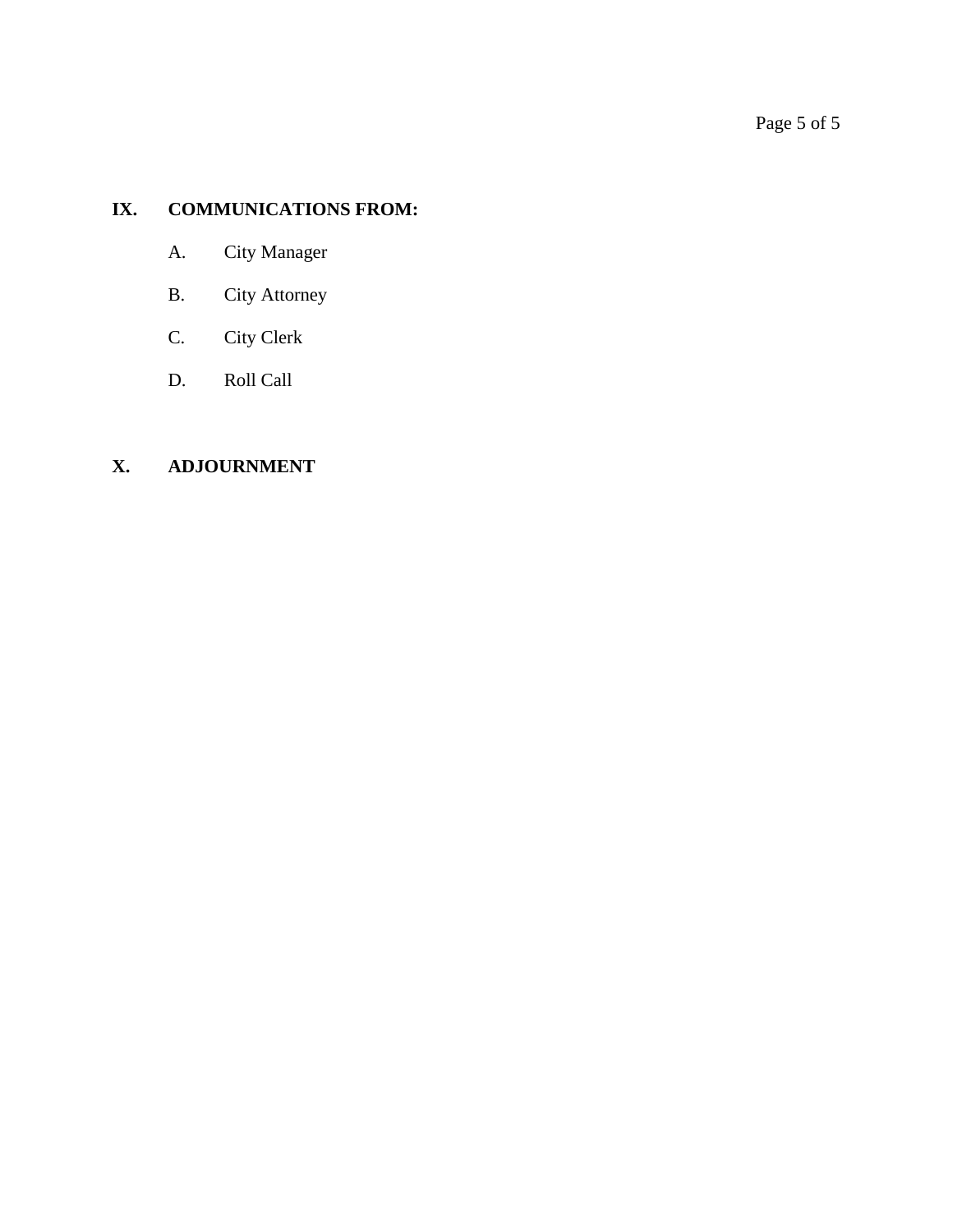## IX. COMMUNICATIONS FROM:

A. City Manager

B. City Attorney

C. City Clerk

D. Roll Call

## X. ADJOURNMENT